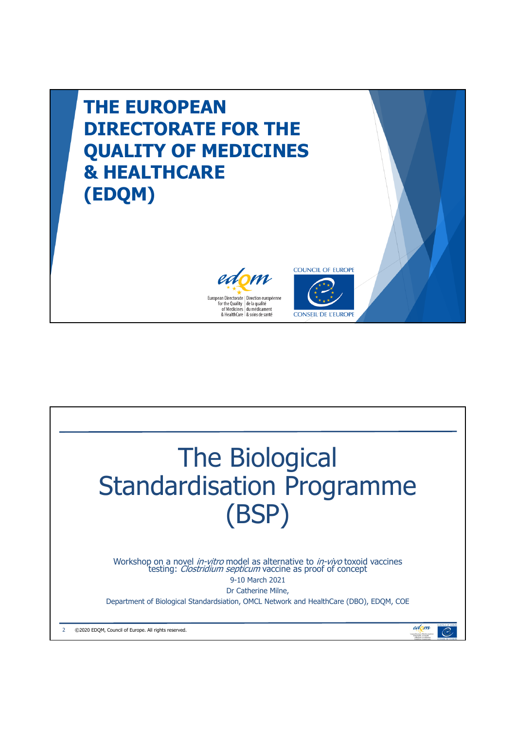# THE EUROPEAN DIRECTORATE FOR THE QUALITY OF MEDICINES & HEALTHCARE (EDQM)

European Directorate for the Quality of Medicines & HealthCare | Direction européenne de la qualité du médicament & soins de santé

COUNCIL OF EUROPE
CONSEIL DE L'EUROPE

# The Biological Standardisation Programme (BSP)

Workshop on a novel *in-vitro* model as alternative to *in-vivo* toxoid vaccines testing: *Clostridium septicum* vaccine as proof of concept

9-10 March 2021

Dr Catherine Milne,

Department of Biological Standardsiation, OMCL Network and HealthCare (DBO), EDQM, COE

©2020 EDQM, Council of Europe. All rights reserved.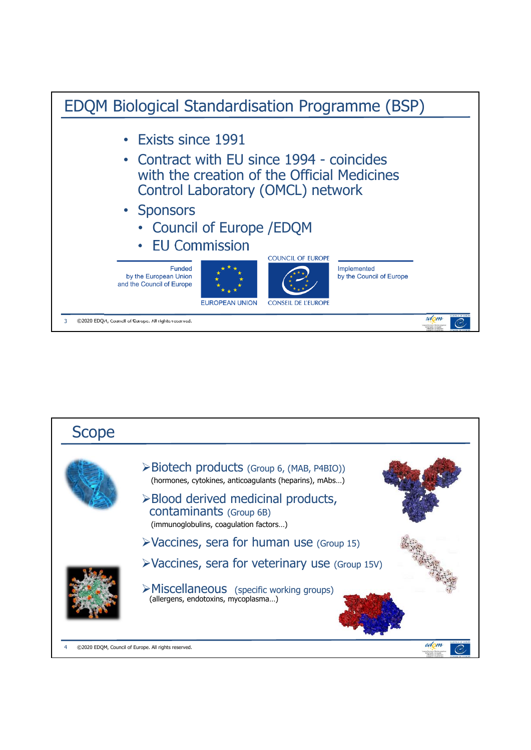## EDQM Biological Standardisation Programme (BSP)

- Exists since 1991
- Contract with EU since 1994 - coincides with the Official Medicines Control Laboratory (OMCL) network
- Sponsors
  - Council of Europe /EDQM
  - EU Commission

Funded by the European Union and the Council of Europe

EUROPEAN UNION

COUNCIL OF EUROPE

CONSEIL DE L'EUROPE

Implemented by the Council of Europe

©2020 EDQM, Council of Europe. All rights reserved.

## Scope

- Biotech products (Group 6, (MAB, P4BIO))
  (hormones, cytokines, anticoagulants (heparins), mAbs…)
- Blood derived medicinal products, contaminants (Group 6B)
  (immunoglobulins, coagulation factors…)
- Vaccines, sera for human use (Group 15)
- Vaccines, sera for veterinary use (Group 15V)
- Miscellaneous (specific working groups)
  (allergens, endotoxins, mycoplasma…)

©2020 EDQM, Council of Europe. All rights reserved.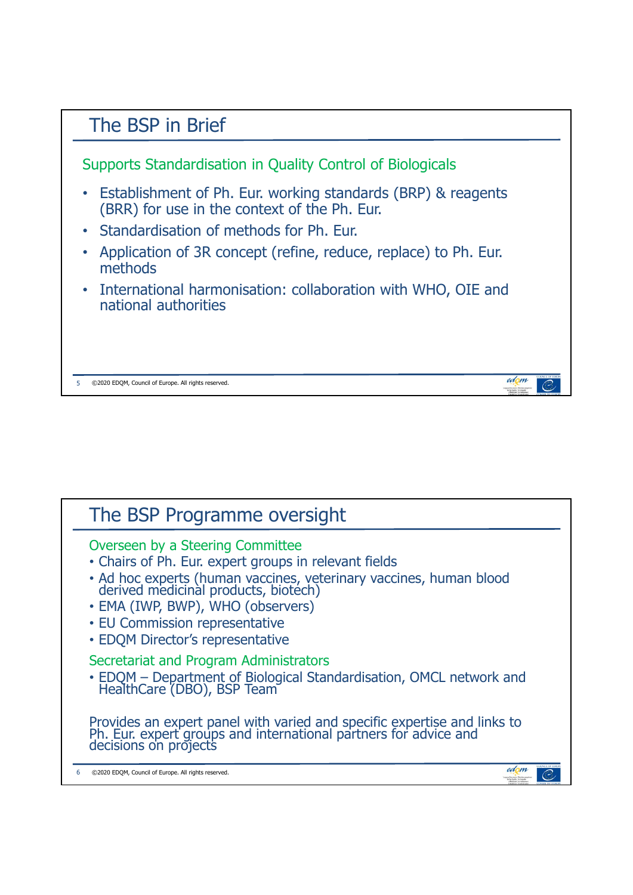## The BSP in Brief

### Supports Standardisation in Quality Control of Biologicals

- Establishment of Ph. Eur. working standards (BRP) & reagents (BRR) for use in the context of the Ph. Eur.
- Standardisation of methods for Ph. Eur.
- Application of 3R concept (refine, reduce, replace) to Ph. Eur. methods
- International harmonisation: collaboration with WHO, OIE and national authorities

## The BSP Programme oversight

### Overseen by a Steering Committee

- Chairs of Ph. Eur. expert groups in relevant fields
- Ad hoc experts (human vaccines, veterinary vaccines, human blood derived medicinal products, biotech)
- EMA (IWP, BWP), WHO (observers)
- EU Commission representative
- EDQM Director's representative

### Secretariat and Program Administrators

- EDQM – Department of Biological Standardisation, OMCL network and HealthCare (DBO), BSP Team

Provides an expert panel with varied and specific expertise and links to Ph. Eur. expert groups and international partners for advice and decisions on projects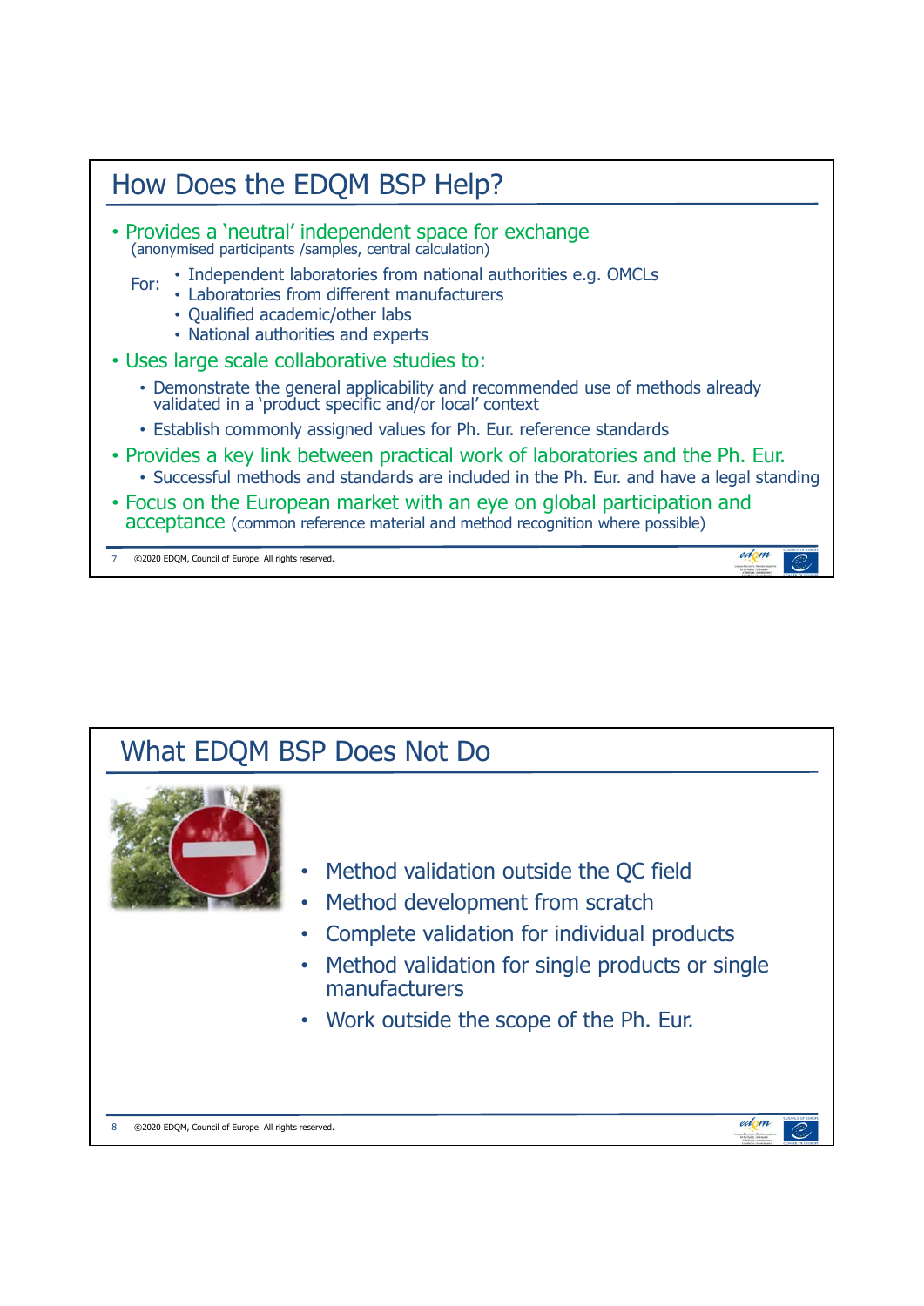## How Does the EDQM BSP Help?

- Provides a 'neutral' independent space for exchange
  (anonymised participants /samples, central calculation)

  For:
  - Independent laboratories from national authorities e.g. OMCLs
  - Laboratories from different manufacturers
  - Qualified academic/other labs
  - National authorities and experts
- Uses large scale collaborative studies to:
  - Demonstrate the general applicability and recommended use of methods already validated in a 'product specific and/or local' context
  - Establish commonly assigned values for Ph. Eur. reference standards
- Provides a key link between practical work of laboratories and the Ph. Eur.
  - Successful methods and standards are included in the Ph. Eur. and have a legal standing
- Focus on the European market with an eye on global participation and acceptance (common reference material and method recognition where possible)

©2020 EDQM, Council of Europe. All rights reserved.

## What EDQM BSP Does Not Do

- Method validation outside the QC field
- Method development from scratch
- Complete validation for individual products
- Method validation for single products or single manufacturers
- Work outside the scope of the Ph. Eur.

©2020 EDQM, Council of Europe. All rights reserved.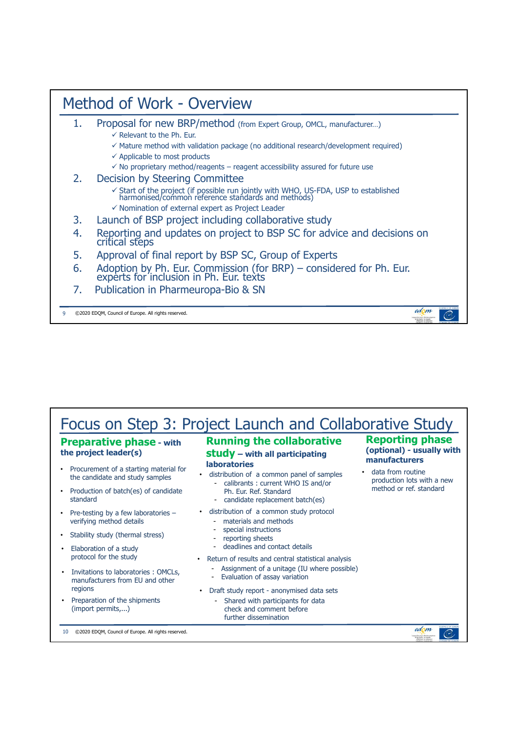# Method of Work - Overview

1. Proposal for new BRP/method (from Expert Group, OMCL, manufacturer…)
   - ✓ Relevant to the Ph. Eur.
   - ✓ Mature method with validation package (no additional research/development required)
   - ✓ Applicable to most products
   - ✓ No proprietary method/reagents – reagent accessibility assured for future use
2. Decision by Steering Committee
   - ✓ Start of the project (if possible run jointly with WHO, US-FDA, USP to established harmonised/common reference standards and methods)
   - ✓ Nomination of external expert as Project Leader
3. Launch of BSP project including collaborative study
4. Reporting and updates on project to BSP SC for advice and decisions on critical steps
5. Approval of final report by BSP SC, Group of Experts
6. Adoption by Ph. Eur. Commission (for BRP) – considered for Ph. Eur. experts for inclusion in Ph. Eur. texts
7. Publication in Pharmeuropa-Bio & SN

# Focus on Step 3: Project Launch and Collaborative Study

## Preparative phase - with the project leader(s)

- Procurement of a starting material for the candidate and study samples
- Production of batch(es) of candidate standard
- Pre-testing by a few laboratories – verifying method details
- Stability study (thermal stress)
- Elaboration of a study protocol for the study
- Invitations to laboratories : OMCLs, manufacturers from EU and other regions
- Preparation of the shipments (import permits,...)

## Running the collaborative study – with all participating laboratories

- distribution of a common panel of samples
  - calibrants : current WHO IS and/or Ph. Eur. Ref. Standard
  - candidate replacement batch(es)
- distribution of a common study protocol
  - materials and methods
  - special instructions
  - reporting sheets
  - deadlines and contact details
- Return of results and central statistical analysis
  - Assignment of a unitage (IU where possible)
  - Evaluation of assay variation
- Draft study report - anonymised data sets
  - Shared with participants for data check and comment before further dissemination

## Reporting phase (optional) - usually with manufacturers

- data from routine production lots with a new method or ref. standard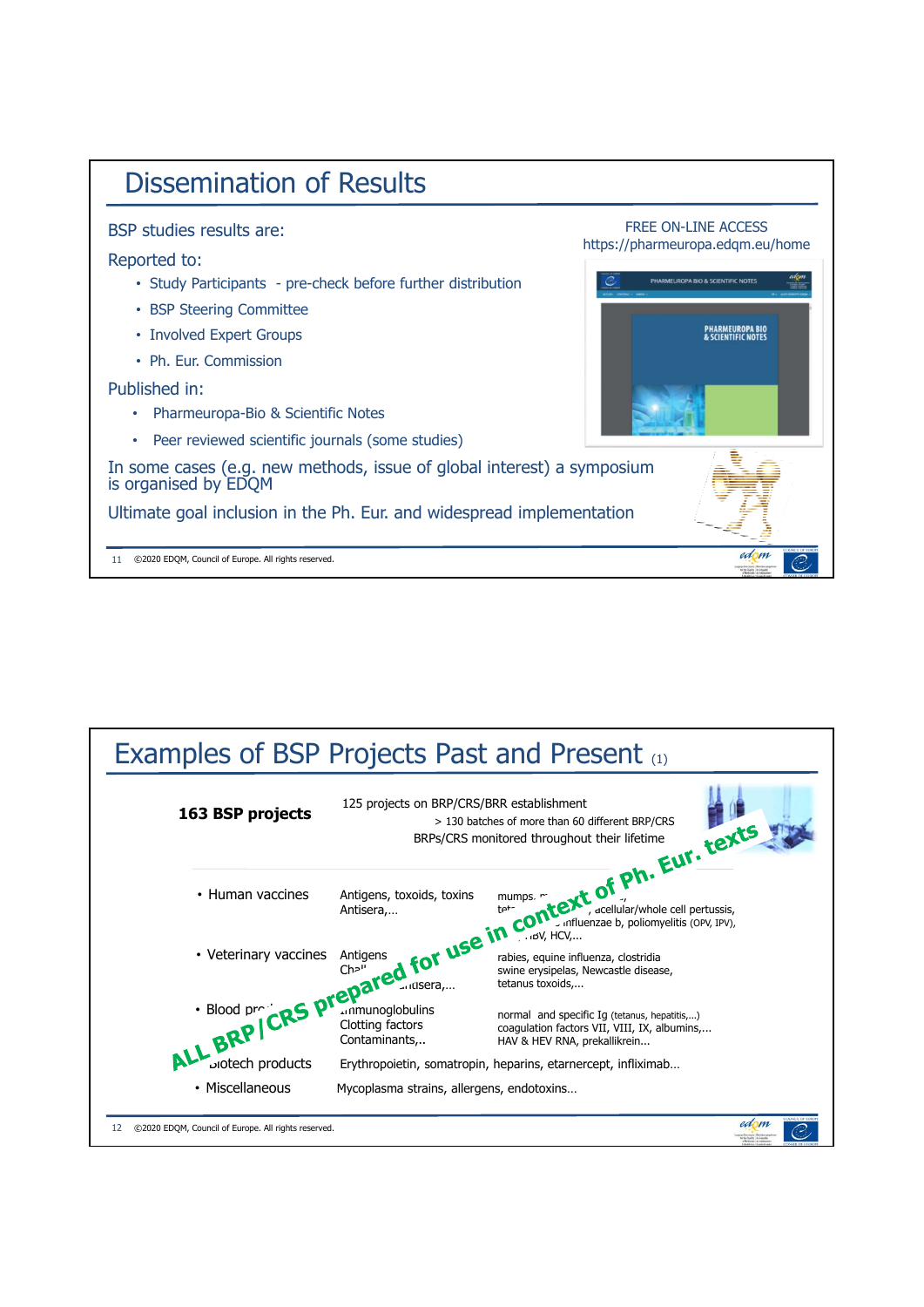# Dissemination of Results

BSP studies results are:

FREE ON-LINE ACCESS
https://pharmeuropa.edqm.eu/home

Reported to:

- Study Participants - pre-check before further distribution
- BSP Steering Committee
- Involved Expert Groups
- Ph. Eur. Commission

Published in:

- Pharmeuropa-Bio & Scientific Notes
- Peer reviewed scientific journals (some studies)

In some cases (e.g. new methods, issue of global interest) a symposium is organised by EDQM

Ultimate goal inclusion in the Ph. Eur. and widespread implementation

©2020 EDQM, Council of Europe. All rights reserved.

# Examples of BSP Projects Past and Present (1)

**163 BSP projects**

125 projects on BRP/CRS/BRR establishment
> 130 batches of more than 60 different BRP/CRS
BRPs/CRS monitored throughout their lifetime

ALL BRP/CRS prepared for use in context of Ph. Eur. texts

| | | |
|---|---|---|
| • Human vaccines | Antigens, toxoids, toxins Antisera,… | mumps, ... tet... , acellular/whole cell pertussis, ... influenzae b, poliomyelitis (OPV, IPV), ... HBV, HCV,... |
| • Veterinary vaccines | Antigens Cha... ...antisera,… | rabies, equine influenza, clostridia swine erysipelas, Newcastle disease, tetanus toxoids,... |
| • Blood pro... | Immunoglobulins Clotting factors Contaminants,.. | normal and specific Ig (tetanus, hepatitis,...) coagulation factors VII, VIII, IX, albumins,... HAV & HEV RNA, prekallikrein... |
| • Biotech products | Erythropoietin, somatropin, heparins, etanercept, infliximab… | |
| • Miscellaneous | Mycoplasma strains, allergens, endotoxins… | |

©2020 EDQM, Council of Europe. All rights reserved.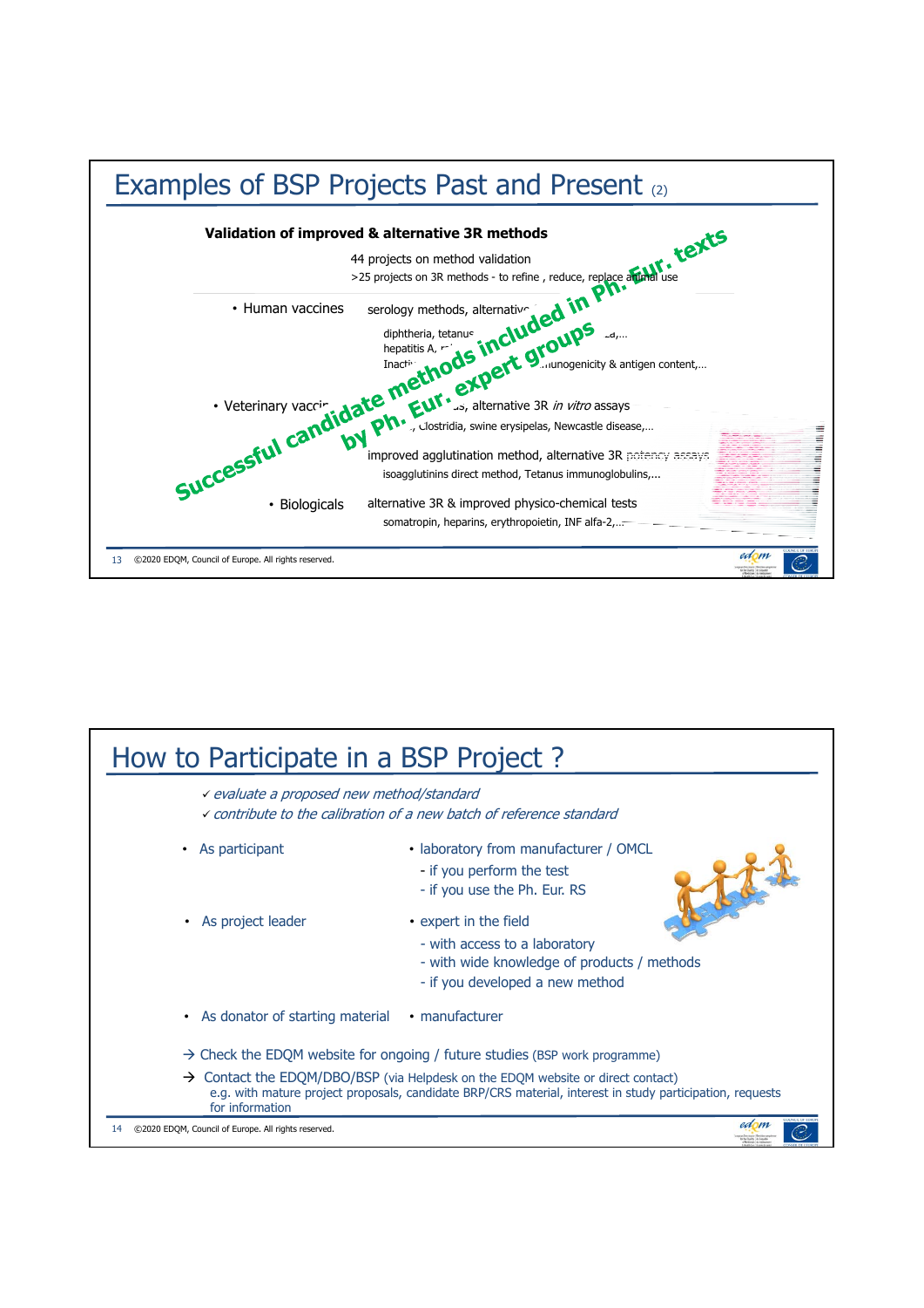## Examples of BSP Projects Past and Present (2)

**Validation of improved & alternative 3R methods**

44 projects on method validation
>25 projects on 3R methods - to refine , reduce, replace animal use

**Successful candidate methods included in Ph. Eur. texts by Ph. Eur. expert groups**

- Human vaccines — serology methods, alternative ...
  - diphtheria, tetanus ... ,...
  - hepatitis A, ...
  - Inact... ...unogenicity & antigen content,...
- Veterinary vacc... — ..., alternative 3R *in vitro* assays
  - ..., Clostridia, swine erysipelas, Newcastle disease,...
- improved agglutination method, alternative 3R potency assays
  - isoagglutinins direct method, Tetanus immunoglobulins,...
- Biologicals — alternative 3R & improved physico-chemical tests
  - somatropin, heparins, erythropoietin, INF alfa-2,...

## How to Participate in a BSP Project ?

✓ *evaluate a proposed new method/standard*
✓ *contribute to the calibration of a new batch of reference standard*

- As participant
  - laboratory from manufacturer / OMCL
    - if you perform the test
    - if you use the Ph. Eur. RS
- As project leader
  - expert in the field
    - with access to a laboratory
    - with wide knowledge of products / methods
    - if you developed a new method
- As donator of starting material
  - manufacturer

→ Check the EDQM website for ongoing / future studies (BSP work programme)

→ Contact the EDQM/DBO/BSP (via Helpdesk on the EDQM website or direct contact)
e.g. with mature project proposals, candidate BRP/CRS material, interest in study participation, requests for information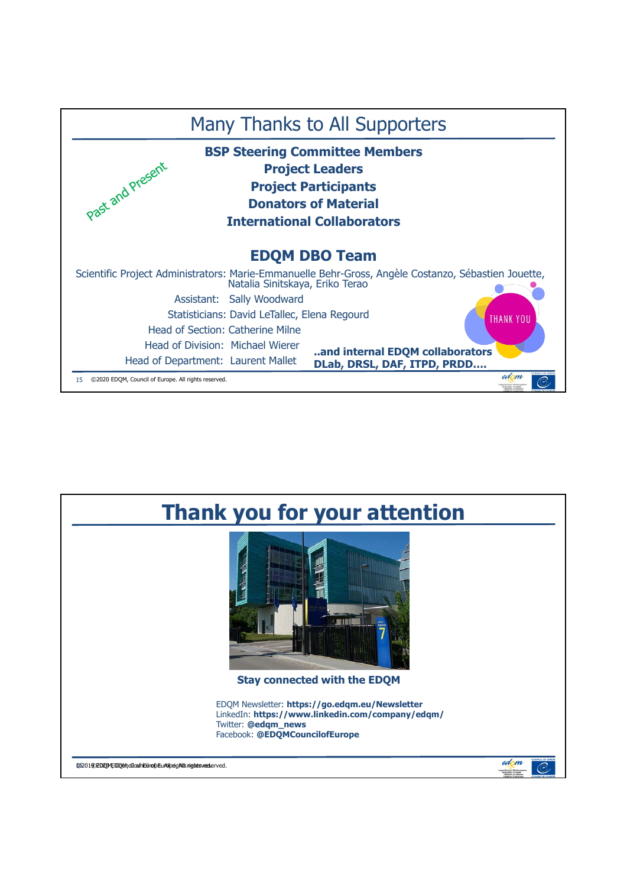# Many Thanks to All Supporters

Past and Present

**BSP Steering Committee Members**
**Project Leaders**
**Project Participants**
**Donators of Material**
**International Collaborators**

## EDQM DBO Team

Scientific Project Administrators: Marie-Emmanuelle Behr-Gross, Angèle Costanzo, Sébastien Jouette, Natalia Sinitskaya, Eriko Terao

Assistant: Sally Woodward

Statisticians: David LeTallec, Elena Regourd

Head of Section: Catherine Milne

Head of Division: Michael Wierer

Head of Department: Laurent Mallet

THANK YOU

**..and internal EDQM collaborators DLab, DRSL, DAF, ITPD, PRDD….**

©2020 EDQM, Council of Europe. All rights reserved.

# Thank you for your attention

**Stay connected with the EDQM**

EDQM Newsletter: **https://go.edqm.eu/Newsletter**
LinkedIn: **https://www.linkedin.com/company/edqm/**
Twitter: **@edqm_news**
Facebook: **@EDQMCouncilofEurope**